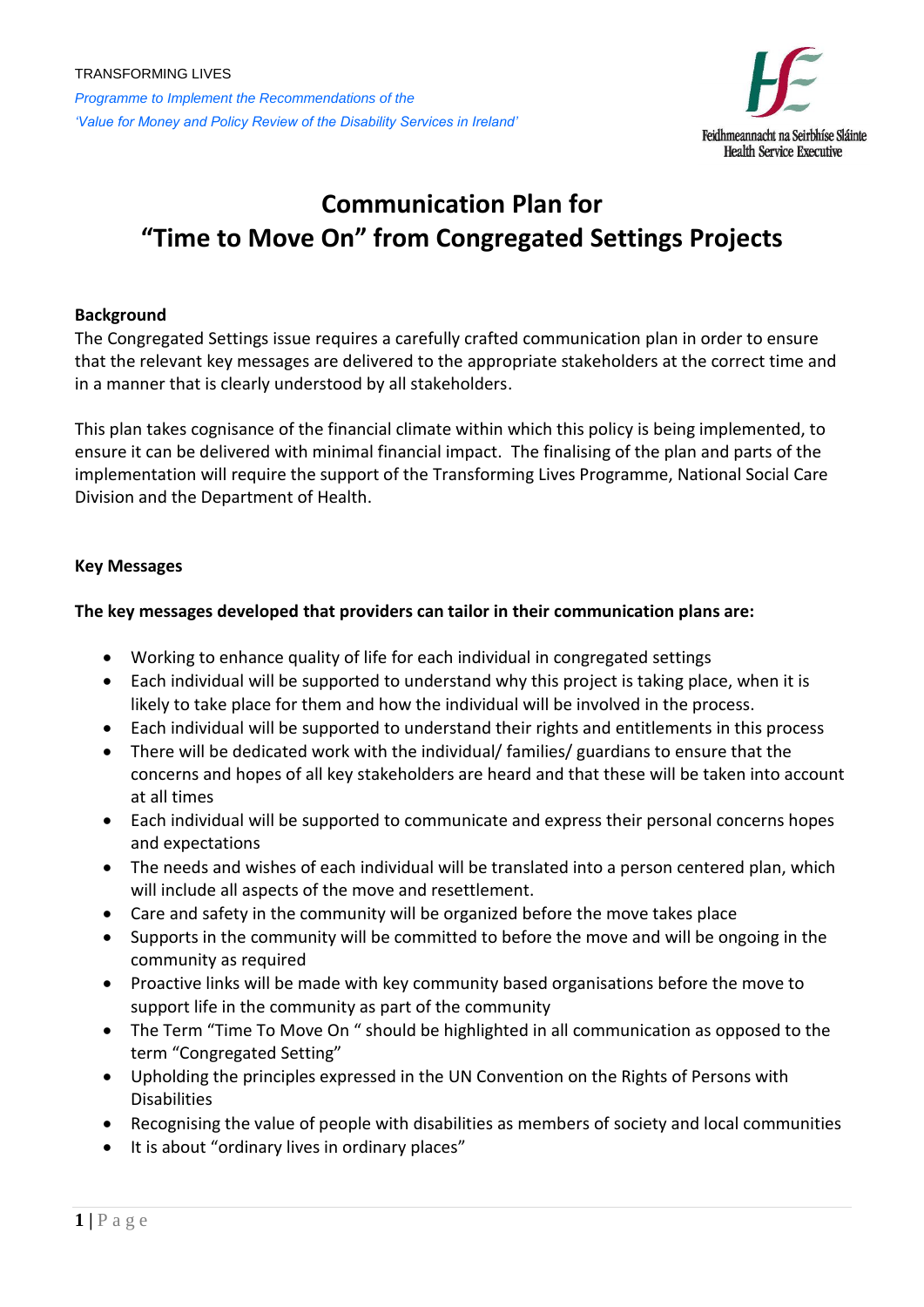TRANSFORMING LIVES

*Programme to Implement the Recommendations of the*
*'Value for Money and Policy Review of the Disability Services in Ireland'*

Feidhmeannacht na Seirbhíse Sláinte
Health Service Executive

# Communication Plan for "Time to Move On" from Congregated Settings Projects

**Background**

The Congregated Settings issue requires a carefully crafted communication plan in order to ensure that the relevant key messages are delivered to the appropriate stakeholders at the correct time and in a manner that is clearly understood by all stakeholders.

This plan takes cognisance of the financial climate within which this policy is being implemented, to ensure it can be delivered with minimal financial impact. The finalising of the plan and parts of the implementation will require the support of the Transforming Lives Programme, National Social Care Division and the Department of Health.

**Key Messages**

**The key messages developed that providers can tailor in their communication plans are:**

- Working to enhance quality of life for each individual in congregated settings
- Each individual will be supported to understand why this project is taking place, when it is likely to take place for them and how the individual will be involved in the process.
- Each individual will be supported to understand their rights and entitlements in this process
- There will be dedicated work with the individual/ families/ guardians to ensure that the concerns and hopes of all key stakeholders are heard and that these will be taken into account at all times
- Each individual will be supported to communicate and express their personal concerns hopes and expectations
- The needs and wishes of each individual will be translated into a person centered plan, which will include all aspects of the move and resettlement.
- Care and safety in the community will be organized before the move takes place
- Supports in the community will be committed to before the move and will be ongoing in the community as required
- Proactive links will be made with key community based organisations before the move to support life in the community as part of the community
- The Term "Time To Move On " should be highlighted in all communication as opposed to the term "Congregated Setting"
- Upholding the principles expressed in the UN Convention on the Rights of Persons with Disabilities
- Recognising the value of people with disabilities as members of society and local communities
- It is about "ordinary lives in ordinary places"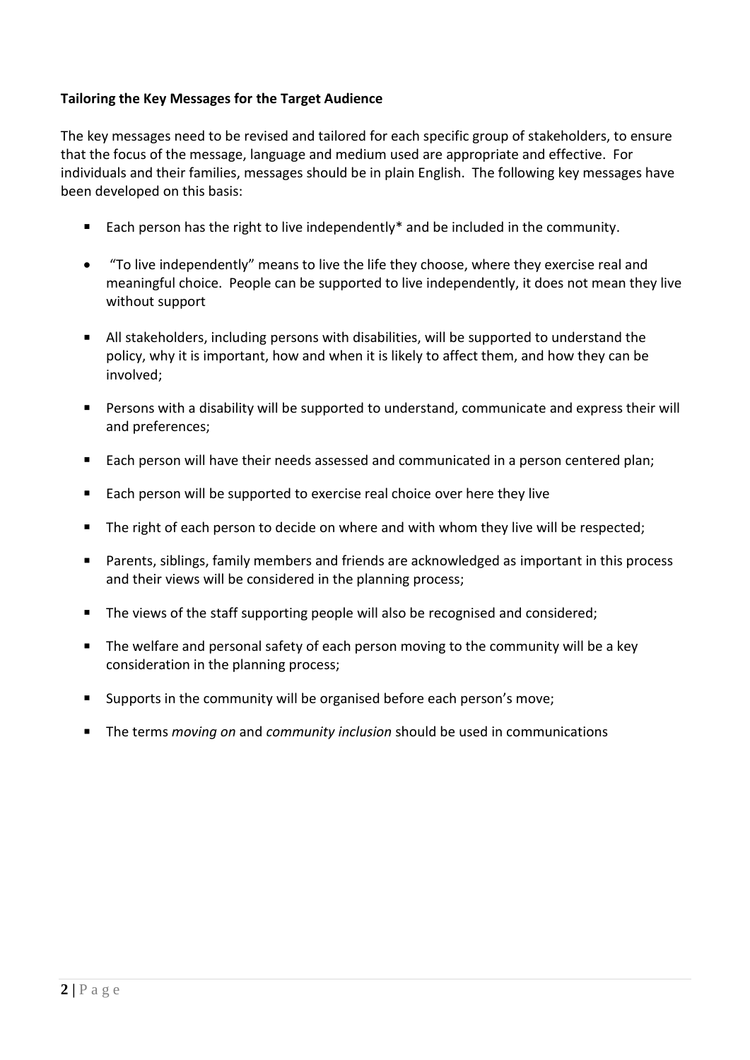**Tailoring the Key Messages for the Target Audience**

The key messages need to be revised and tailored for each specific group of stakeholders, to ensure that the focus of the message, language and medium used are appropriate and effective. For individuals and their families, messages should be in plain English. The following key messages have been developed on this basis:

- Each person has the right to live independently* and be included in the community.
- "To live independently" means to live the life they choose, where they exercise real and meaningful choice. People can be supported to live independently, it does not mean they live without support
- All stakeholders, including persons with disabilities, will be supported to understand the policy, why it is important, how and when it is likely to affect them, and how they can be involved;
- Persons with a disability will be supported to understand, communicate and express their will and preferences;
- Each person will have their needs assessed and communicated in a person centered plan;
- Each person will be supported to exercise real choice over here they live
- The right of each person to decide on where and with whom they live will be respected;
- Parents, siblings, family members and friends are acknowledged as important in this process and their views will be considered in the planning process;
- The views of the staff supporting people will also be recognised and considered;
- The welfare and personal safety of each person moving to the community will be a key consideration in the planning process;
- Supports in the community will be organised before each person's move;
- The terms *moving on* and *community inclusion* should be used in communications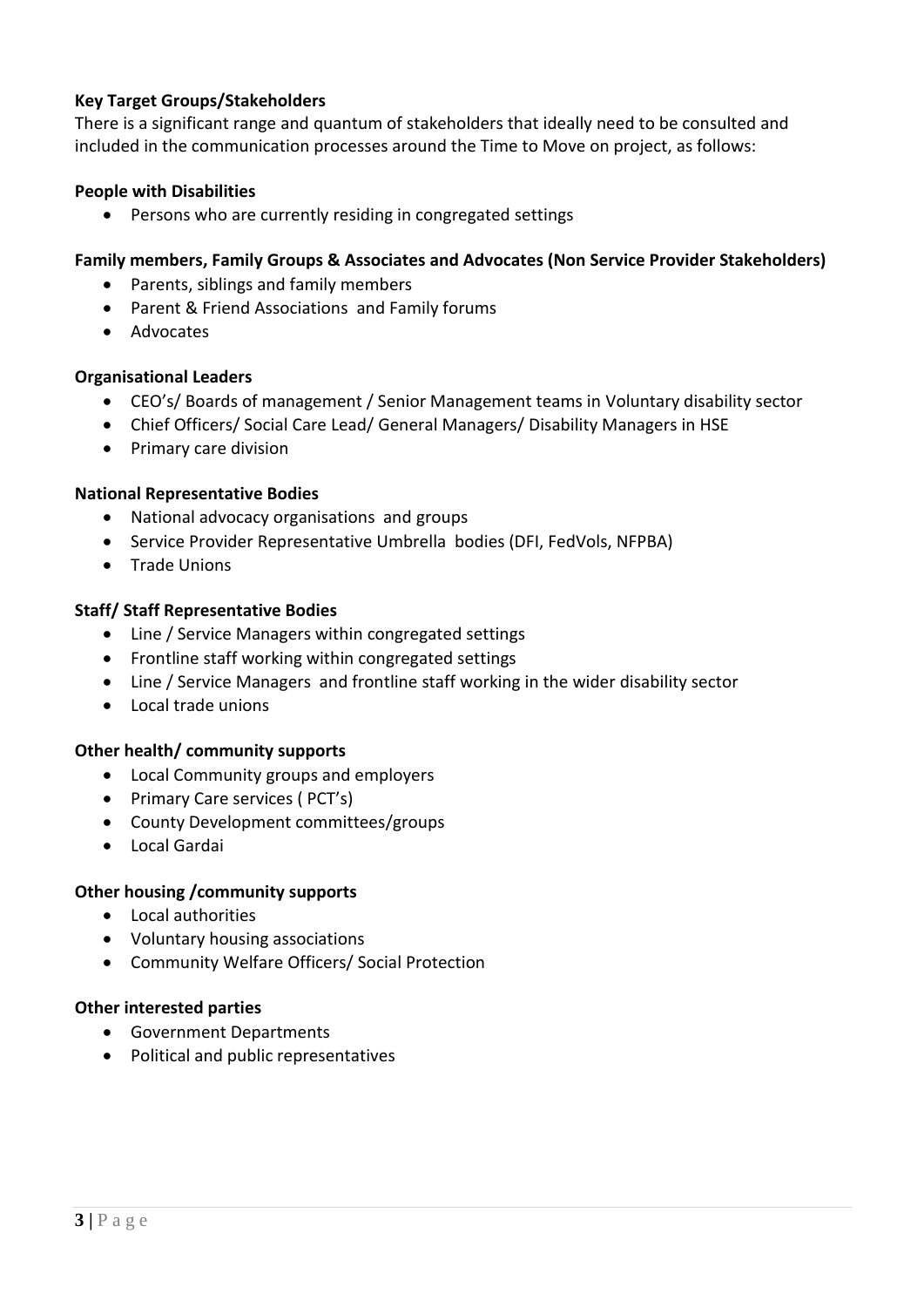**Key Target Groups/Stakeholders**

There is a significant range and quantum of stakeholders that ideally need to be consulted and included in the communication processes around the Time to Move on project, as follows:

**People with Disabilities**

- Persons who are currently residing in congregated settings

**Family members, Family Groups & Associates and Advocates (Non Service Provider Stakeholders)**

- Parents, siblings and family members
- Parent & Friend Associations and Family forums
- Advocates

**Organisational Leaders**

- CEO's/ Boards of management / Senior Management teams in Voluntary disability sector
- Chief Officers/ Social Care Lead/ General Managers/ Disability Managers in HSE
- Primary care division

**National Representative Bodies**

- National advocacy organisations and groups
- Service Provider Representative Umbrella bodies (DFI, FedVols, NFPBA)
- Trade Unions

**Staff/ Staff Representative Bodies**

- Line / Service Managers within congregated settings
- Frontline staff working within congregated settings
- Line / Service Managers and frontline staff working in the wider disability sector
- Local trade unions

**Other health/ community supports**

- Local Community groups and employers
- Primary Care services ( PCT's)
- County Development committees/groups
- Local Gardai

**Other housing /community supports**

- Local authorities
- Voluntary housing associations
- Community Welfare Officers/ Social Protection

**Other interested parties**

- Government Departments
- Political and public representatives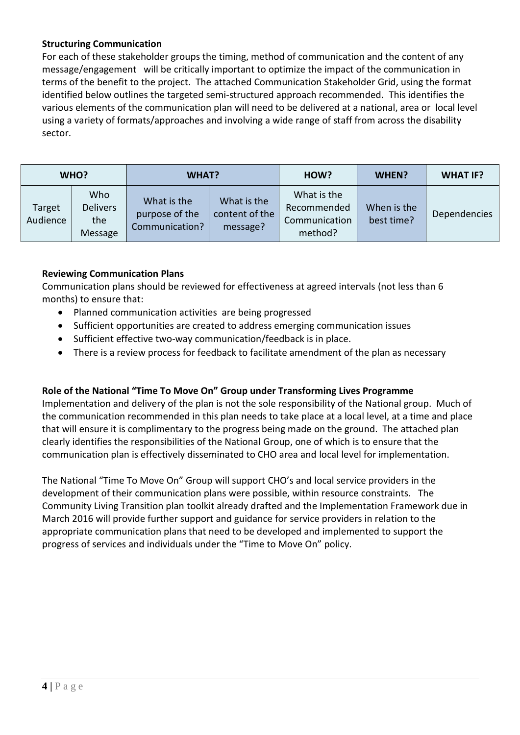**Structuring Communication**

For each of these stakeholder groups the timing, method of communication and the content of any message/engagement will be critically important to optimize the impact of the communication in terms of the benefit to the project. The attached Communication Stakeholder Grid, using the format identified below outlines the targeted semi-structured approach recommended. This identifies the various elements of the communication plan will need to be delivered at a national, area or local level using a variety of formats/approaches and involving a wide range of staff from across the disability sector.

| WHO? | | WHAT? | | HOW? | WHEN? | WHAT IF? |
|---|---|---|---|---|---|---|
| Target Audience | Who Delivers the Message | What is the purpose of the Communication? | What is the content of the message? | What is the Recommended Communication method? | When is the best time? | Dependencies |

**Reviewing Communication Plans**

Communication plans should be reviewed for effectiveness at agreed intervals (not less than 6 months) to ensure that:

- Planned communication activities are being progressed
- Sufficient opportunities are created to address emerging communication issues
- Sufficient effective two-way communication/feedback is in place.
- There is a review process for feedback to facilitate amendment of the plan as necessary

**Role of the National "Time To Move On" Group under Transforming Lives Programme**

Implementation and delivery of the plan is not the sole responsibility of the National group. Much of the communication recommended in this plan needs to take place at a local level, at a time and place that will ensure it is complimentary to the progress being made on the ground. The attached plan clearly identifies the responsibilities of the National Group, one of which is to ensure that the communication plan is effectively disseminated to CHO area and local level for implementation.

The National "Time To Move On" Group will support CHO's and local service providers in the development of their communication plans were possible, within resource constraints. The Community Living Transition plan toolkit already drafted and the Implementation Framework due in March 2016 will provide further support and guidance for service providers in relation to the appropriate communication plans that need to be developed and implemented to support the progress of services and individuals under the "Time to Move On" policy.